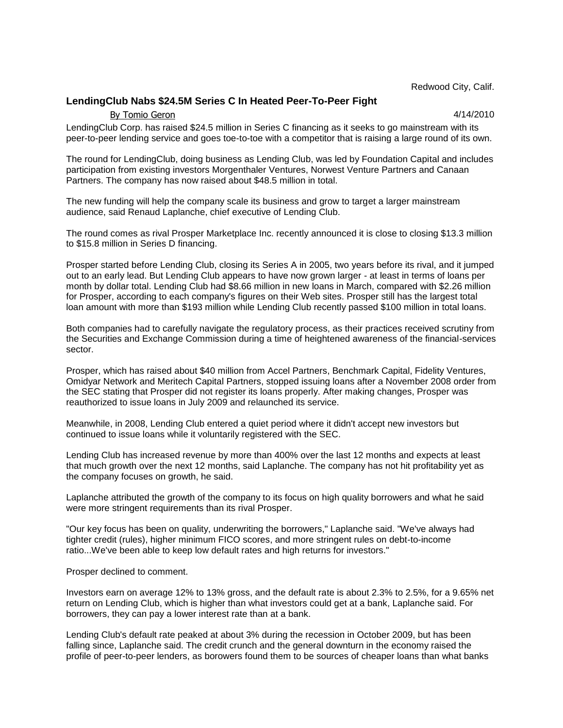Redwood City, Calif.

## LendingClub Nabs $24.5M Series C In Heated Peer-To-Peer Fight

By Tomio Geron

4/14/2010

LendingClub Corp. has raised $24.5 million in Series C financing as it seeks to go mainstream with its peer-to-peer lending service and goes toe-to-toe with a competitor that is raising a large round of its own.

The round for LendingClub, doing business as Lending Club, was led by Foundation Capital and includes participation from existing investors Morgenthaler Ventures, Norwest Venture Partners and Canaan Partners. The company has now raised about $48.5 million in total.

The new funding will help the company scale its business and grow to target a larger mainstream audience, said Renaud Laplanche, chief executive of Lending Club.

The round comes as rival Prosper Marketplace Inc. recently announced it is close to closing $13.3 million to $15.8 million in Series D financing.

Prosper started before Lending Club, closing its Series A in 2005, two years before its rival, and it jumped out to an early lead. But Lending Club appears to have now grown larger - at least in terms of loans per month by dollar total. Lending Club had $8.66 million in new loans in March, compared with $2.26 million for Prosper, according to each company's figures on their Web sites. Prosper still has the largest total loan amount with more than $193 million while Lending Club recently passed $100 million in total loans.

Both companies had to carefully navigate the regulatory process, as their practices received scrutiny from the Securities and Exchange Commission during a time of heightened awareness of the financial-services sector.

Prosper, which has raised about $40 million from Accel Partners, Benchmark Capital, Fidelity Ventures, Omidyar Network and Meritech Capital Partners, stopped issuing loans after a November 2008 order from the SEC stating that Prosper did not register its loans properly. After making changes, Prosper was reauthorized to issue loans in July 2009 and relaunched its service.

Meanwhile, in 2008, Lending Club entered a quiet period where it didn't accept new investors but continued to issue loans while it voluntarily registered with the SEC.

Lending Club has increased revenue by more than 400% over the last 12 months and expects at least that much growth over the next 12 months, said Laplanche. The company has not hit profitability yet as the company focuses on growth, he said.

Laplanche attributed the growth of the company to its focus on high quality borrowers and what he said were more stringent requirements than its rival Prosper.

"Our key focus has been on quality, underwriting the borrowers," Laplanche said. "We've always had tighter credit (rules), higher minimum FICO scores, and more stringent rules on debt-to-income ratio...We've been able to keep low default rates and high returns for investors."

Prosper declined to comment.

Investors earn on average 12% to 13% gross, and the default rate is about 2.3% to 2.5%, for a 9.65% net return on Lending Club, which is higher than what investors could get at a bank, Laplanche said. For borrowers, they can pay a lower interest rate than at a bank.

Lending Club's default rate peaked at about 3% during the recession in October 2009, but has been falling since, Laplanche said. The credit crunch and the general downturn in the economy raised the profile of peer-to-peer lenders, as borowers found them to be sources of cheaper loans than what banks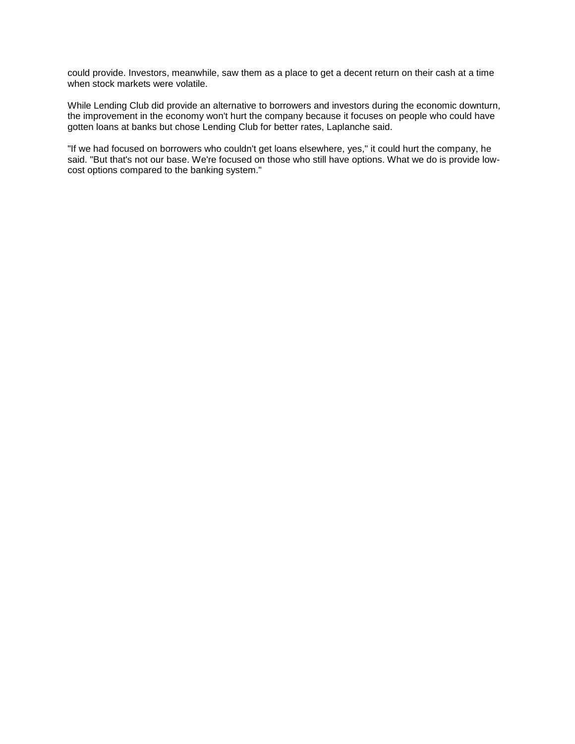could provide. Investors, meanwhile, saw them as a place to get a decent return on their cash at a time when stock markets were volatile.

While Lending Club did provide an alternative to borrowers and investors during the economic downturn, the improvement in the economy won't hurt the company because it focuses on people who could have gotten loans at banks but chose Lending Club for better rates, Laplanche said.

"If we had focused on borrowers who couldn't get loans elsewhere, yes," it could hurt the company, he said. "But that's not our base. We're focused on those who still have options. What we do is provide low-cost options compared to the banking system."